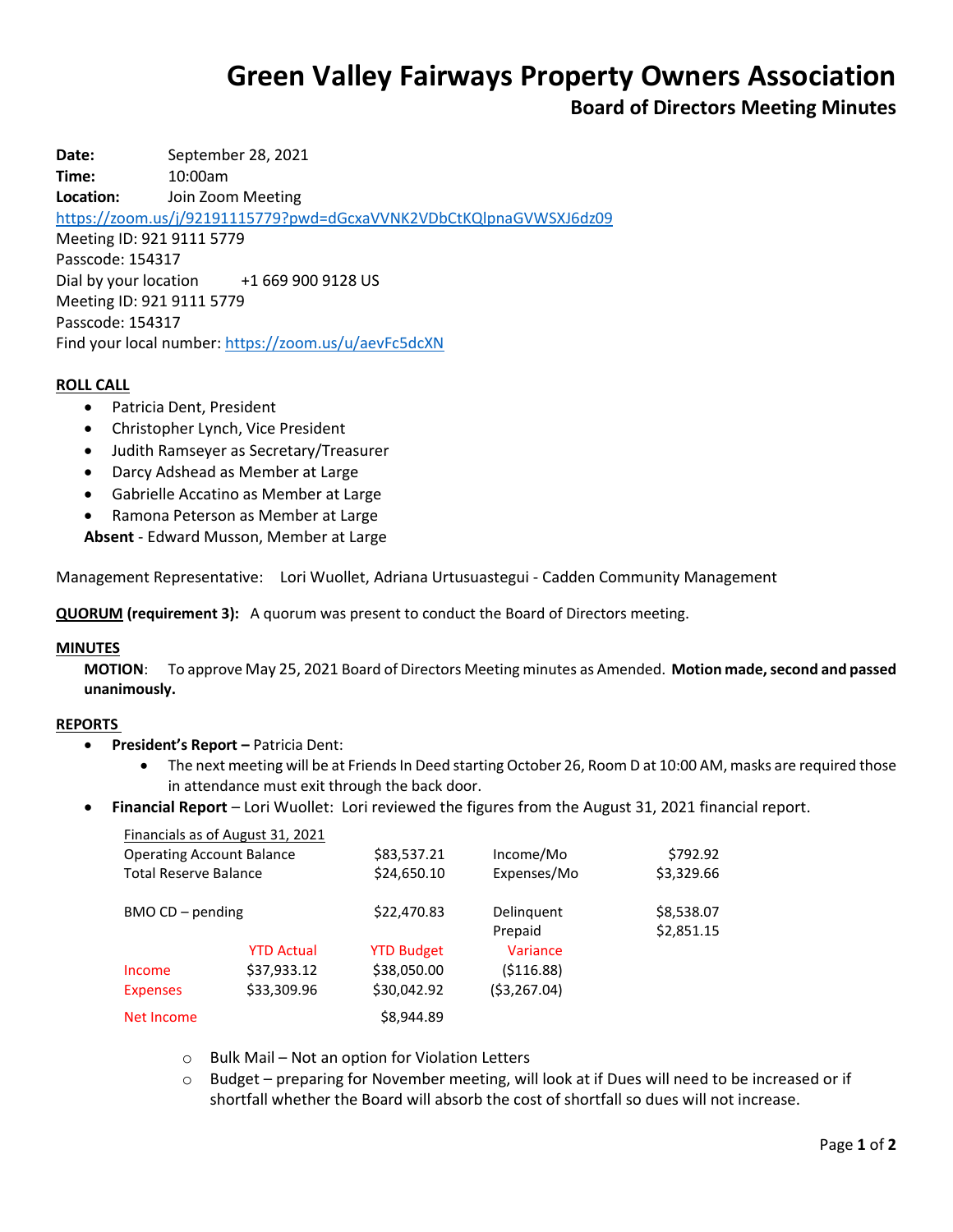# Green Valley Fairways Property Owners Association

## Board of Directors Meeting Minutes

**Date:** September 28, 2021
**Time:** 10:00am
**Location:** Join Zoom Meeting
https://zoom.us/j/92191115779?pwd=dGcxaVVNK2VDbCtKQlpnaGVWSXJ6dz09
Meeting ID: 921 9111 5779
Passcode: 154317
Dial by your location +1 669 900 9128 US
Meeting ID: 921 9111 5779
Passcode: 154317
Find your local number: https://zoom.us/u/aevFc5dcXN

**ROLL CALL**

- Patricia Dent, President
- Christopher Lynch, Vice President
- Judith Ramseyer as Secretary/Treasurer
- Darcy Adshead as Member at Large
- Gabrielle Accatino as Member at Large
- Ramona Peterson as Member at Large

**Absent** - Edward Musson, Member at Large

Management Representative: Lori Wuollet, Adriana Urtusuastegui - Cadden Community Management

**QUORUM (requirement 3):** A quorum was present to conduct the Board of Directors meeting.

**MINUTES**

**MOTION**: To approve May 25, 2021 Board of Directors Meeting minutes as Amended. **Motion made, second and passed unanimously.**

**REPORTS**

- **President's Report –** Patricia Dent:
  - The next meeting will be at Friends In Deed starting October 26, Room D at 10:00 AM, masks are required those in attendance must exit through the back door.
- **Financial Report** – Lori Wuollet: Lori reviewed the figures from the August 31, 2021 financial report.

Financials as of August 31, 2021

| | | | | |
|---|---|---|---|---|
| Operating Account Balance | | $83,537.21 | Income/Mo | $792.92 |
| Total Reserve Balance | | $24,650.10 | Expenses/Mo | $3,329.66 |
| BMO CD – pending | | $22,470.83 | Delinquent | $8,538.07 |
| | | | Prepaid | $2,851.15 |
| | YTD Actual | YTD Budget | Variance | |
| Income | $37,933.12 | $38,050.00 | ($116.88) | |
| Expenses | $33,309.96 | $30,042.92 | ($3,267.04) | |
| Net Income | | $8,944.89 | | |

  - Bulk Mail – Not an option for Violation Letters
  - Budget – preparing for November meeting, will look at if Dues will need to be increased or if shortfall whether the Board will absorb the cost of shortfall so dues will not increase.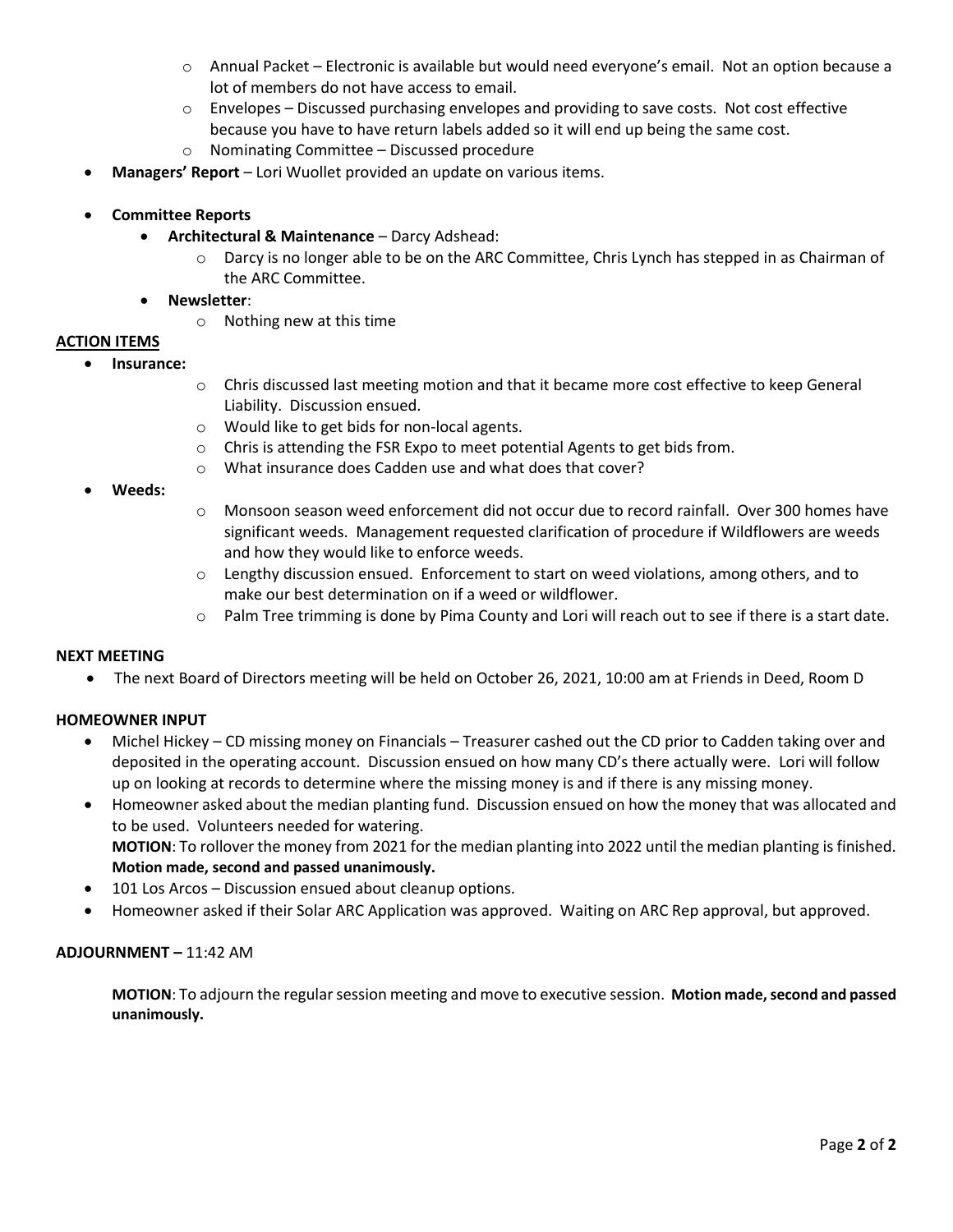- Annual Packet – Electronic is available but would need everyone's email. Not an option because a lot of members do not have access to email.
    - Envelopes – Discussed purchasing envelopes and providing to save costs. Not cost effective because you have to have return labels added so it will end up being the same cost.
    - Nominating Committee – Discussed procedure
- **Managers' Report** – Lori Wuollet provided an update on various items.
- **Committee Reports**
    - **Architectural & Maintenance** – Darcy Adshead:
        - Darcy is no longer able to be on the ARC Committee, Chris Lynch has stepped in as Chairman of the ARC Committee.
    - **Newsletter**:
        - Nothing new at this time

**ACTION ITEMS**

- **Insurance:**
    - Chris discussed last meeting motion and that it became more cost effective to keep General Liability. Discussion ensued.
    - Would like to get bids for non-local agents.
    - Chris is attending the FSR Expo to meet potential Agents to get bids from.
    - What insurance does Cadden use and what does that cover?
- **Weeds:**
    - Monsoon season weed enforcement did not occur due to record rainfall. Over 300 homes have significant weeds. Management requested clarification of procedure if Wildflowers are weeds and how they would like to enforce weeds.
    - Lengthy discussion ensued. Enforcement to start on weed violations, among others, and to make our best determination on if a weed or wildflower.
    - Palm Tree trimming is done by Pima County and Lori will reach out to see if there is a start date.

**NEXT MEETING**

- The next Board of Directors meeting will be held on October 26, 2021, 10:00 am at Friends in Deed, Room D

**HOMEOWNER INPUT**

- Michel Hickey – CD missing money on Financials – Treasurer cashed out the CD prior to Cadden taking over and deposited in the operating account. Discussion ensued on how many CD's there actually were. Lori will follow up on looking at records to determine where the missing money is and if there is any missing money.
- Homeowner asked about the median planting fund. Discussion ensued on how the money that was allocated and to be used. Volunteers needed for watering.
  **MOTION**: To rollover the money from 2021 for the median planting into 2022 until the median planting is finished. **Motion made, second and passed unanimously.**
- 101 Los Arcos – Discussion ensued about cleanup options.
- Homeowner asked if their Solar ARC Application was approved. Waiting on ARC Rep approval, but approved.

**ADJOURNMENT –** 11:42 AM

**MOTION**: To adjourn the regular session meeting and move to executive session. **Motion made, second and passed unanimously.**